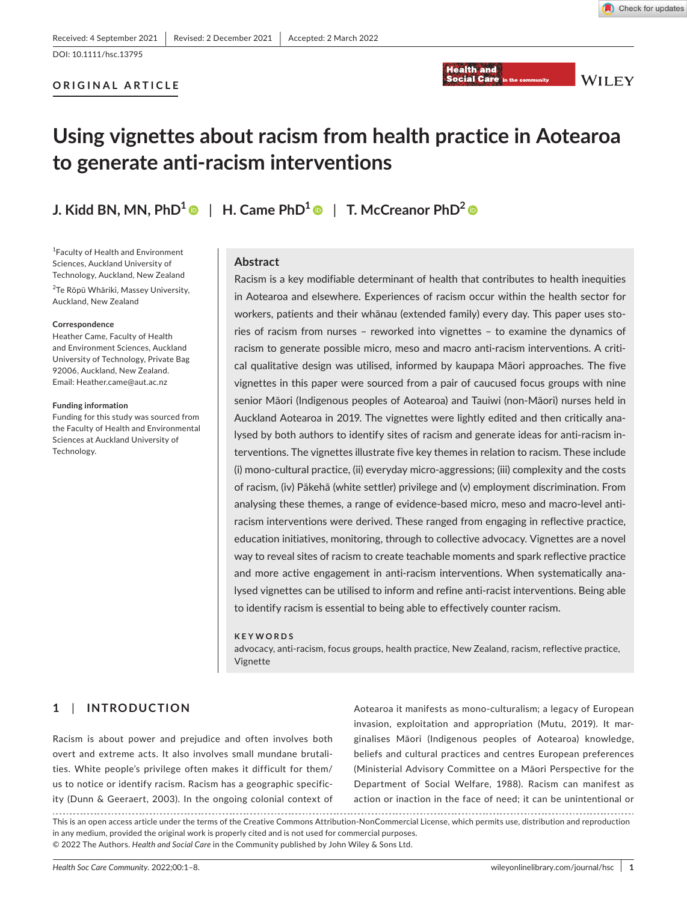Received: 4 September 2021 | Revised: 2 December 2021 | Accepted: 2 March 2022

DOI: 10.1111/hsc.13795

ORIGINAL ARTICLE

# Using vignettes about racism from health practice in Aotearoa to generate anti-racism interventions

**J. Kidd BN, MN, PhD[1] | H. Came PhD[1] | T. McCreanor PhD[2]**

[1]Faculty of Health and Environment Sciences, Auckland University of Technology, Auckland, New Zealand

[2]Te Rōpū Whāriki, Massey University, Auckland, New Zealand

**Correspondence**
Heather Came, Faculty of Health and Environment Sciences, Auckland University of Technology, Private Bag 92006, Auckland, New Zealand.
Email: Heather.came@aut.ac.nz

**Funding information**
Funding for this study was sourced from the Faculty of Health and Environmental Sciences at Auckland University of Technology.

## Abstract

Racism is a key modifiable determinant of health that contributes to health inequities in Aotearoa and elsewhere. Experiences of racism occur within the health sector for workers, patients and their whānau (extended family) every day. This paper uses stories of racism from nurses – reworked into vignettes – to examine the dynamics of racism to generate possible micro, meso and macro anti-racism interventions. A critical qualitative design was utilised, informed by kaupapa Māori approaches. The five vignettes in this paper were sourced from a pair of caucused focus groups with nine senior Māori (Indigenous peoples of Aotearoa) and Tauiwi (non-Māori) nurses held in Auckland Aotearoa in 2019. The vignettes were lightly edited and then critically analysed by both authors to identify sites of racism and generate ideas for anti-racism interventions. The vignettes illustrate five key themes in relation to racism. These include (i) mono-cultural practice, (ii) everyday micro-aggressions; (iii) complexity and the costs of racism, (iv) Pākehā (white settler) privilege and (v) employment discrimination. From analysing these themes, a range of evidence-based micro, meso and macro-level anti-racism interventions were derived. These ranged from engaging in reflective practice, education initiatives, monitoring, through to collective advocacy. Vignettes are a novel way to reveal sites of racism to create teachable moments and spark reflective practice and more active engagement in anti-racism interventions. When systematically analysed vignettes can be utilised to inform and refine anti-racist interventions. Being able to identify racism is essential to being able to effectively counter racism.

**KEYWORDS**
advocacy, anti-racism, focus groups, health practice, New Zealand, racism, reflective practice, Vignette

## 1 | INTRODUCTION

Racism is about power and prejudice and often involves both overt and extreme acts. It also involves small mundane brutalities. White people's privilege often makes it difficult for them/us to notice or identify racism. Racism has a geographic specificity (Dunn & Geeraert, 2003). In the ongoing colonial context of Aotearoa it manifests as mono-culturalism; a legacy of European invasion, exploitation and appropriation (Mutu, 2019). It marginalises Māori (Indigenous peoples of Aotearoa) knowledge, beliefs and cultural practices and centres European preferences (Ministerial Advisory Committee on a Māori Perspective for the Department of Social Welfare, 1988). Racism can manifest as action or inaction in the face of need; it can be unintentional or

This is an open access article under the terms of the Creative Commons Attribution-NonCommercial License, which permits use, distribution and reproduction in any medium, provided the original work is properly cited and is not used for commercial purposes.
© 2022 The Authors. *Health and Social Care* in the Community published by John Wiley & Sons Ltd.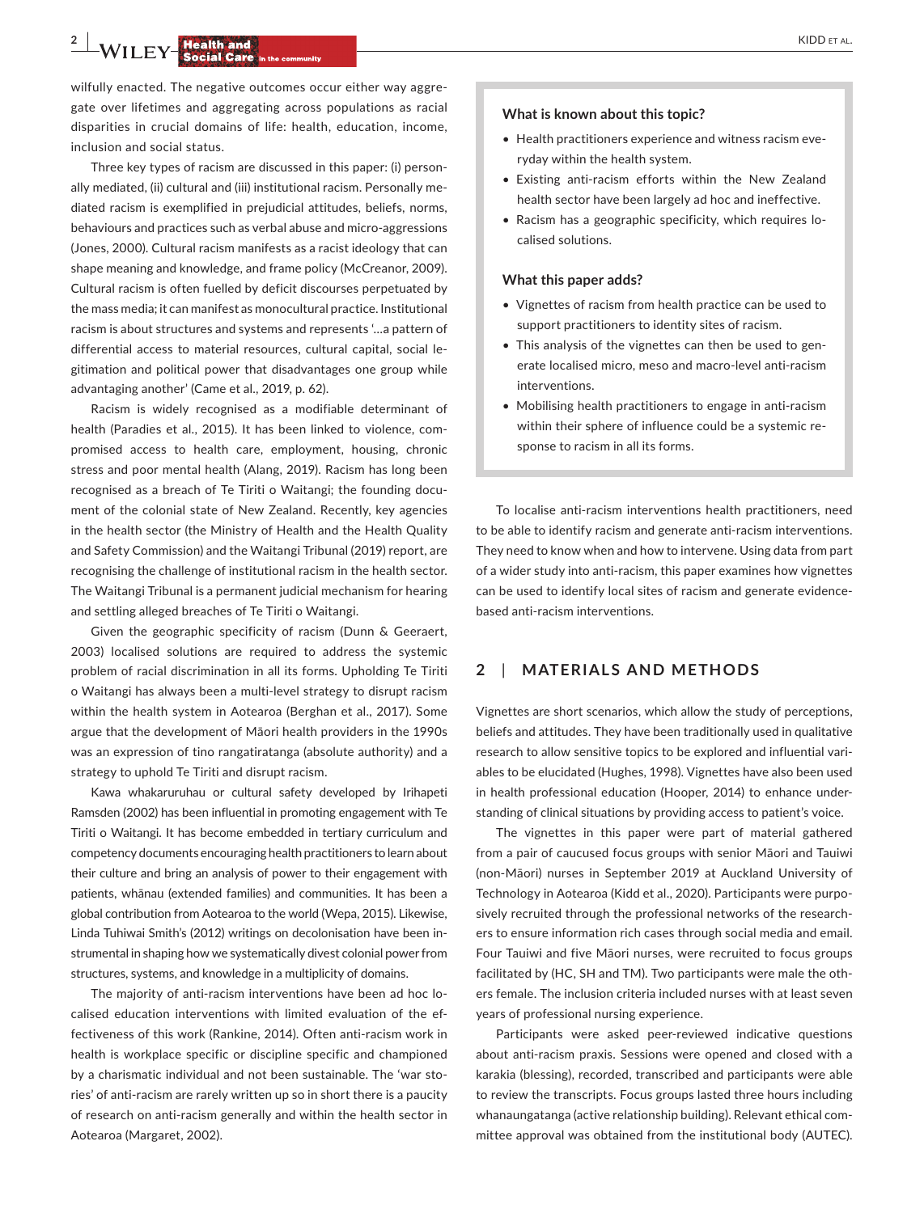wilfully enacted. The negative outcomes occur either way aggregate over lifetimes and aggregating across populations as racial disparities in crucial domains of life: health, education, income, inclusion and social status.

Three key types of racism are discussed in this paper: (i) personally mediated, (ii) cultural and (iii) institutional racism. Personally mediated racism is exemplified in prejudicial attitudes, beliefs, norms, behaviours and practices such as verbal abuse and micro-aggressions (Jones, 2000). Cultural racism manifests as a racist ideology that can shape meaning and knowledge, and frame policy (McCreanor, 2009). Cultural racism is often fuelled by deficit discourses perpetuated by the mass media; it can manifest as monocultural practice. Institutional racism is about structures and systems and represents '…a pattern of differential access to material resources, cultural capital, social legitimation and political power that disadvantages one group while advantaging another' (Came et al., 2019, p. 62).

Racism is widely recognised as a modifiable determinant of health (Paradies et al., 2015). It has been linked to violence, compromised access to health care, employment, housing, chronic stress and poor mental health (Alang, 2019). Racism has long been recognised as a breach of Te Tiriti o Waitangi; the founding document of the colonial state of New Zealand. Recently, key agencies in the health sector (the Ministry of Health and the Health Quality and Safety Commission) and the Waitangi Tribunal (2019) report, are recognising the challenge of institutional racism in the health sector. The Waitangi Tribunal is a permanent judicial mechanism for hearing and settling alleged breaches of Te Tiriti o Waitangi.

Given the geographic specificity of racism (Dunn & Geeraert, 2003) localised solutions are required to address the systemic problem of racial discrimination in all its forms. Upholding Te Tiriti o Waitangi has always been a multi-level strategy to disrupt racism within the health system in Aotearoa (Berghan et al., 2017). Some argue that the development of Māori health providers in the 1990s was an expression of tino rangatiratanga (absolute authority) and a strategy to uphold Te Tiriti and disrupt racism.

Kawa whakaruruhau or cultural safety developed by Irihapeti Ramsden (2002) has been influential in promoting engagement with Te Tiriti o Waitangi. It has become embedded in tertiary curriculum and competency documents encouraging health practitioners to learn about their culture and bring an analysis of power to their engagement with patients, whānau (extended families) and communities. It has been a global contribution from Aotearoa to the world (Wepa, 2015). Likewise, Linda Tuhiwai Smith's (2012) writings on decolonisation have been instrumental in shaping how we systematically divest colonial power from structures, systems, and knowledge in a multiplicity of domains.

The majority of anti-racism interventions have been ad hoc localised education interventions with limited evaluation of the effectiveness of this work (Rankine, 2014). Often anti-racism work in health is workplace specific or discipline specific and championed by a charismatic individual and not been sustainable. The 'war stories' of anti-racism are rarely written up so in short there is a paucity of research on anti-racism generally and within the health sector in Aotearoa (Margaret, 2002).

**What is known about this topic?**

- Health practitioners experience and witness racism everyday within the health system.
- Existing anti-racism efforts within the New Zealand health sector have been largely ad hoc and ineffective.
- Racism has a geographic specificity, which requires localised solutions.

**What this paper adds?**

- Vignettes of racism from health practice can be used to support practitioners to identity sites of racism.
- This analysis of the vignettes can then be used to generate localised micro, meso and macro-level anti-racism interventions.
- Mobilising health practitioners to engage in anti-racism within their sphere of influence could be a systemic response to racism in all its forms.

To localise anti-racism interventions health practitioners, need to be able to identify racism and generate anti-racism interventions. They need to know when and how to intervene. Using data from part of a wider study into anti-racism, this paper examines how vignettes can be used to identify local sites of racism and generate evidence-based anti-racism interventions.

## 2 | MATERIALS AND METHODS

Vignettes are short scenarios, which allow the study of perceptions, beliefs and attitudes. They have been traditionally used in qualitative research to allow sensitive topics to be explored and influential variables to be elucidated (Hughes, 1998). Vignettes have also been used in health professional education (Hooper, 2014) to enhance understanding of clinical situations by providing access to patient's voice.

The vignettes in this paper were part of material gathered from a pair of caucused focus groups with senior Māori and Tauiwi (non-Māori) nurses in September 2019 at Auckland University of Technology in Aotearoa (Kidd et al., 2020). Participants were purposively recruited through the professional networks of the researchers to ensure information rich cases through social media and email. Four Tauiwi and five Māori nurses, were recruited to focus groups facilitated by (HC, SH and TM). Two participants were male the others female. The inclusion criteria included nurses with at least seven years of professional nursing experience.

Participants were asked peer-reviewed indicative questions about anti-racism praxis. Sessions were opened and closed with a karakia (blessing), recorded, transcribed and participants were able to review the transcripts. Focus groups lasted three hours including whanaungatanga (active relationship building). Relevant ethical committee approval was obtained from the institutional body (AUTEC).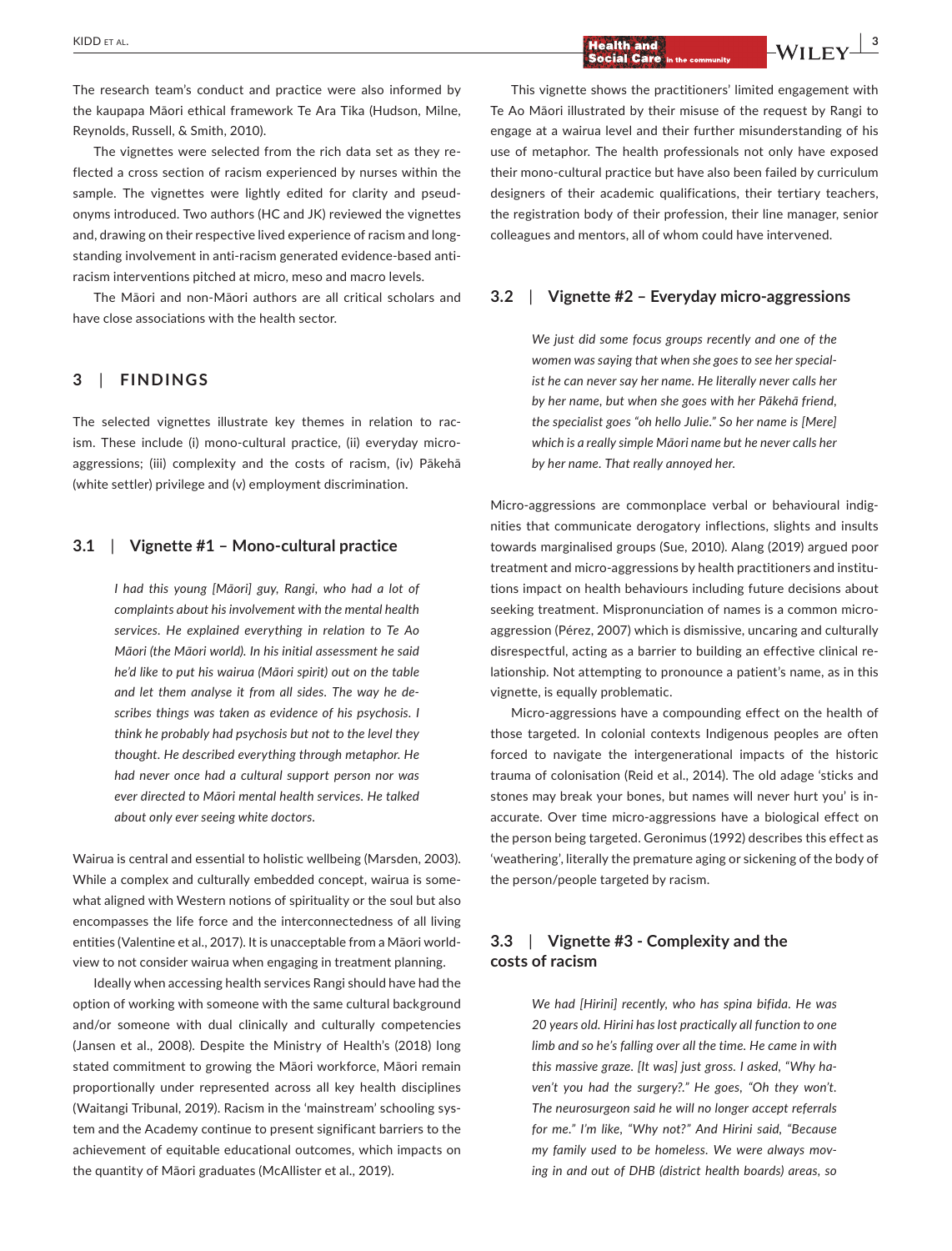The research team's conduct and practice were also informed by the kaupapa Māori ethical framework Te Ara Tika (Hudson, Milne, Reynolds, Russell, & Smith, 2010).

The vignettes were selected from the rich data set as they reflected a cross section of racism experienced by nurses within the sample. The vignettes were lightly edited for clarity and pseudonyms introduced. Two authors (HC and JK) reviewed the vignettes and, drawing on their respective lived experience of racism and longstanding involvement in anti-racism generated evidence-based anti-racism interventions pitched at micro, meso and macro levels.

The Māori and non-Māori authors are all critical scholars and have close associations with the health sector.

## 3 | FINDINGS

The selected vignettes illustrate key themes in relation to racism. These include (i) mono-cultural practice, (ii) everyday micro-aggressions; (iii) complexity and the costs of racism, (iv) Pākehā (white settler) privilege and (v) employment discrimination.

### 3.1 | Vignette #1 – Mono-cultural practice

> *I had this young [Māori] guy, Rangi, who had a lot of complaints about his involvement with the mental health services. He explained everything in relation to Te Ao Māori (the Māori world). In his initial assessment he said he'd like to put his wairua (Māori spirit) out on the table and let them analyse it from all sides. The way he describes things was taken as evidence of his psychosis. I think he probably had psychosis but not to the level they thought. He described everything through metaphor. He had never once had a cultural support person nor was ever directed to Māori mental health services. He talked about only ever seeing white doctors.*

Wairua is central and essential to holistic wellbeing (Marsden, 2003). While a complex and culturally embedded concept, wairua is somewhat aligned with Western notions of spirituality or the soul but also encompasses the life force and the interconnectedness of all living entities (Valentine et al., 2017). It is unacceptable from a Māori worldview to not consider wairua when engaging in treatment planning.

Ideally when accessing health services Rangi should have had the option of working with someone with the same cultural background and/or someone with dual clinically and culturally competencies (Jansen et al., 2008). Despite the Ministry of Health's (2018) long stated commitment to growing the Māori workforce, Māori remain proportionally under represented across all key health disciplines (Waitangi Tribunal, 2019). Racism in the 'mainstream' schooling system and the Academy continue to present significant barriers to the achievement of equitable educational outcomes, which impacts on the quantity of Māori graduates (McAllister et al., 2019).

This vignette shows the practitioners' limited engagement with Te Ao Māori illustrated by their misuse of the request by Rangi to engage at a wairua level and their further misunderstanding of his use of metaphor. The health professionals not only have exposed their mono-cultural practice but have also been failed by curriculum designers of their academic qualifications, their tertiary teachers, the registration body of their profession, their line manager, senior colleagues and mentors, all of whom could have intervened.

### 3.2 | Vignette #2 – Everyday micro-aggressions

> *We just did some focus groups recently and one of the women was saying that when she goes to see her specialist he can never say her name. He literally never calls her by her name, but when she goes with her Pākehā friend, the specialist goes "oh hello Julie." So her name is [Mere] which is a really simple Māori name but he never calls her by her name. That really annoyed her.*

Micro-aggressions are commonplace verbal or behavioural indignities that communicate derogatory inflections, slights and insults towards marginalised groups (Sue, 2010). Alang (2019) argued poor treatment and micro-aggressions by health practitioners and institutions impact on health behaviours including future decisions about seeking treatment. Mispronunciation of names is a common micro-aggression (Pérez, 2007) which is dismissive, uncaring and culturally disrespectful, acting as a barrier to building an effective clinical relationship. Not attempting to pronounce a patient's name, as in this vignette, is equally problematic.

Micro-aggressions have a compounding effect on the health of those targeted. In colonial contexts Indigenous peoples are often forced to navigate the intergenerational impacts of the historic trauma of colonisation (Reid et al., 2014). The old adage 'sticks and stones may break your bones, but names will never hurt you' is inaccurate. Over time micro-aggressions have a biological effect on the person being targeted. Geronimus (1992) describes this effect as 'weathering', literally the premature aging or sickening of the body of the person/people targeted by racism.

### 3.3 | Vignette #3 - Complexity and the costs of racism

> *We had [Hirini] recently, who has spina bifida. He was 20 years old. Hirini has lost practically all function to one limb and so he's falling over all the time. He came in with this massive graze. [It was] just gross. I asked, "Why haven't you had the surgery?." He goes, "Oh they won't. The neurosurgeon said he will no longer accept referrals for me." I'm like, "Why not?" And Hirini said, "Because my family used to be homeless. We were always moving in and out of DHB (district health boards) areas, so*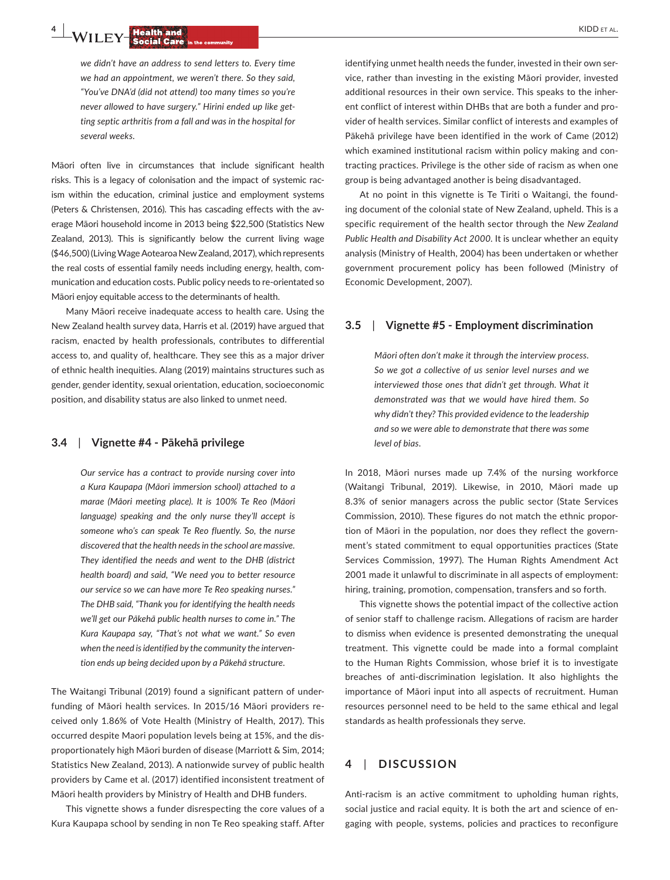*we didn't have an address to send letters to. Every time we had an appointment, we weren't there. So they said, "You've DNA'd (did not attend) too many times so you're never allowed to have surgery." Hirini ended up like getting septic arthritis from a fall and was in the hospital for several weeks.*

Māori often live in circumstances that include significant health risks. This is a legacy of colonisation and the impact of systemic racism within the education, criminal justice and employment systems (Peters & Christensen, 2016). This has cascading effects with the average Māori household income in 2013 being $22,500 (Statistics New Zealand, 2013). This is significantly below the current living wage ($46,500) (Living Wage Aotearoa New Zealand, 2017), which represents the real costs of essential family needs including energy, health, communication and education costs. Public policy needs to re-orientated so Māori enjoy equitable access to the determinants of health.

Many Māori receive inadequate access to health care. Using the New Zealand health survey data, Harris et al. (2019) have argued that racism, enacted by health professionals, contributes to differential access to, and quality of, healthcare. They see this as a major driver of ethnic health inequities. Alang (2019) maintains structures such as gender, gender identity, sexual orientation, education, socioeconomic position, and disability status are also linked to unmet need.

### 3.4 | Vignette #4 - Pākehā privilege

*Our service has a contract to provide nursing cover into a Kura Kaupapa (Māori immersion school) attached to a marae (Māori meeting place). It is 100% Te Reo (Māori language) speaking and the only nurse they'll accept is someone who's can speak Te Reo fluently. So, the nurse discovered that the health needs in the school are massive. They identified the needs and went to the DHB (district health board) and said, "We need you to better resource our service so we can have more Te Reo speaking nurses." The DHB said, "Thank you for identifying the health needs we'll get our Pākehā public health nurses to come in." The Kura Kaupapa say, "That's not what we want." So even when the need is identified by the community the intervention ends up being decided upon by a Pākehā structure.*

The Waitangi Tribunal (2019) found a significant pattern of underfunding of Māori health services. In 2015/16 Māori providers received only 1.86% of Vote Health (Ministry of Health, 2017). This occurred despite Maori population levels being at 15%, and the disproportionately high Māori burden of disease (Marriott & Sim, 2014; Statistics New Zealand, 2013). A nationwide survey of public health providers by Came et al. (2017) identified inconsistent treatment of Māori health providers by Ministry of Health and DHB funders.

This vignette shows a funder disrespecting the core values of a Kura Kaupapa school by sending in non Te Reo speaking staff. After identifying unmet health needs the funder, invested in their own service, rather than investing in the existing Māori provider, invested additional resources in their own service. This speaks to the inherent conflict of interest within DHBs that are both a funder and provider of health services. Similar conflict of interests and examples of Pākehā privilege have been identified in the work of Came (2012) which examined institutional racism within policy making and contracting practices. Privilege is the other side of racism as when one group is being advantaged another is being disadvantaged.

At no point in this vignette is Te Tiriti o Waitangi, the founding document of the colonial state of New Zealand, upheld. This is a specific requirement of the health sector through the *New Zealand Public Health and Disability Act 2000*. It is unclear whether an equity analysis (Ministry of Health, 2004) has been undertaken or whether government procurement policy has been followed (Ministry of Economic Development, 2007).

### 3.5 | Vignette #5 - Employment discrimination

*Māori often don't make it through the interview process. So we got a collective of us senior level nurses and we interviewed those ones that didn't get through. What it demonstrated was that we would have hired them. So why didn't they? This provided evidence to the leadership and so we were able to demonstrate that there was some level of bias.*

In 2018, Māori nurses made up 7.4% of the nursing workforce (Waitangi Tribunal, 2019). Likewise, in 2010, Māori made up 8.3% of senior managers across the public sector (State Services Commission, 2010). These figures do not match the ethnic proportion of Māori in the population, nor does they reflect the government's stated commitment to equal opportunities practices (State Services Commission, 1997). The Human Rights Amendment Act 2001 made it unlawful to discriminate in all aspects of employment: hiring, training, promotion, compensation, transfers and so forth.

This vignette shows the potential impact of the collective action of senior staff to challenge racism. Allegations of racism are harder to dismiss when evidence is presented demonstrating the unequal treatment. This vignette could be made into a formal complaint to the Human Rights Commission, whose brief it is to investigate breaches of anti-discrimination legislation. It also highlights the importance of Māori input into all aspects of recruitment. Human resources personnel need to be held to the same ethical and legal standards as health professionals they serve.

## 4 | DISCUSSION

Anti-racism is an active commitment to upholding human rights, social justice and racial equity. It is both the art and science of engaging with people, systems, policies and practices to reconfigure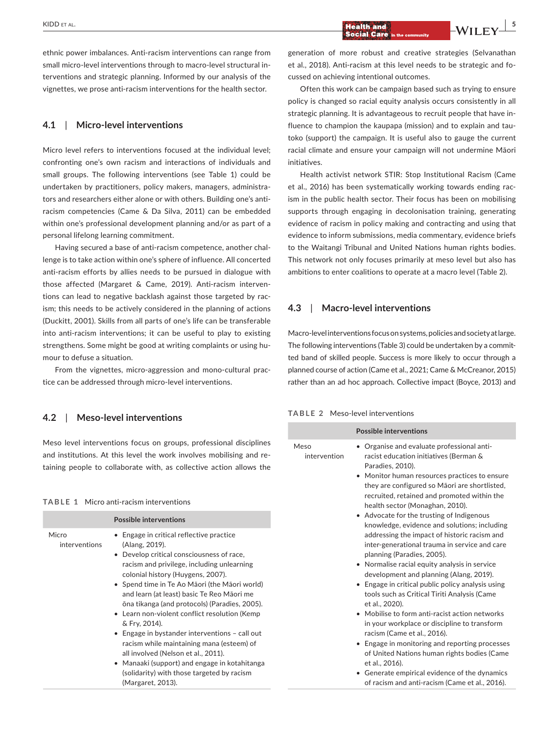ethnic power imbalances. Anti-racism interventions can range from small micro-level interventions through to macro-level structural interventions and strategic planning. Informed by our analysis of the vignettes, we prose anti-racism interventions for the health sector.

### 4.1 | Micro-level interventions

Micro level refers to interventions focused at the individual level; confronting one's own racism and interactions of individuals and small groups. The following interventions (see Table 1) could be undertaken by practitioners, policy makers, managers, administrators and researchers either alone or with others. Building one's anti-racism competencies (Came & Da Silva, 2011) can be embedded within one's professional development planning and/or as part of a personal lifelong learning commitment.

Having secured a base of anti-racism competence, another challenge is to take action within one's sphere of influence. All concerted anti-racism efforts by allies needs to be pursued in dialogue with those affected (Margaret & Came, 2019). Anti-racism interventions can lead to negative backlash against those targeted by racism; this needs to be actively considered in the planning of actions (Duckitt, 2001). Skills from all parts of one's life can be transferable into anti-racism interventions; it can be useful to play to existing strengthens. Some might be good at writing complaints or using humour to defuse a situation.

From the vignettes, micro-aggression and mono-cultural practice can be addressed through micro-level interventions.

**TABLE 1** Micro anti-racism interventions

| | Possible interventions |
|---|---|
| Micro interventions | • Engage in critical reflective practice (Alang, 2019).<br>• Develop critical consciousness of race, racism and privilege, including unlearning colonial history (Huygens, 2007).<br>• Spend time in Te Ao Māori (the Māori world) and learn (at least) basic Te Reo Māori me ōna tikanga (and protocols) (Paradies, 2005).<br>• Learn non-violent conflict resolution (Kemp & Fry, 2014).<br>• Engage in bystander interventions – call out racism while maintaining mana (esteem) of all involved (Nelson et al., 2011).<br>• Manaaki (support) and engage in kotahitanga (solidarity) with those targeted by racism (Margaret, 2013). |

### 4.2 | Meso-level interventions

Meso level interventions focus on groups, professional disciplines and institutions. At this level the work involves mobilising and retaining people to collaborate with, as collective action allows the generation of more robust and creative strategies (Selvanathan et al., 2018). Anti-racism at this level needs to be strategic and focussed on achieving intentional outcomes.

Often this work can be campaign based such as trying to ensure policy is changed so racial equity analysis occurs consistently in all strategic planning. It is advantageous to recruit people that have influence to champion the kaupapa (mission) and to explain and tautoko (support) the campaign. It is useful also to gauge the current racial climate and ensure your campaign will not undermine Māori initiatives.

Health activist network STIR: Stop Institutional Racism (Came et al., 2016) has been systematically working towards ending racism in the public health sector. Their focus has been on mobilising supports through engaging in decolonisation training, generating evidence of racism in policy making and contracting and using that evidence to inform submissions, media commentary, evidence briefs to the Waitangi Tribunal and United Nations human rights bodies. This network not only focuses primarily at meso level but also has ambitions to enter coalitions to operate at a macro level (Table 2).

**TABLE 2** Meso-level interventions

| | Possible interventions |
|---|---|
| Meso intervention | • Organise and evaluate professional anti-racist education initiatives (Berman & Paradies, 2010).<br>• Monitor human resources practices to ensure they are configured so Māori are shortlisted, recruited, retained and promoted within the health sector (Monaghan, 2010).<br>• Advocate for the trusting of Indigenous knowledge, evidence and solutions; including addressing the impact of historic racism and inter-generational trauma in service and care planning (Paradies, 2005).<br>• Normalise racial equity analysis in service development and planning (Alang, 2019).<br>• Engage in critical public policy analysis using tools such as Critical Tiriti Analysis (Came et al., 2020).<br>• Mobilise to form anti-racist action networks in your workplace or discipline to transform racism (Came et al., 2016).<br>• Engage in monitoring and reporting processes of United Nations human rights bodies (Came et al., 2016).<br>• Generate empirical evidence of the dynamics of racism and anti-racism (Came et al., 2016). |

### 4.3 | Macro-level interventions

Macro-level interventions focus on systems, policies and society at large. The following interventions (Table 3) could be undertaken by a committed band of skilled people. Success is more likely to occur through a planned course of action (Came et al., 2021; Came & McCreanor, 2015) rather than an ad hoc approach. Collective impact (Boyce, 2013) and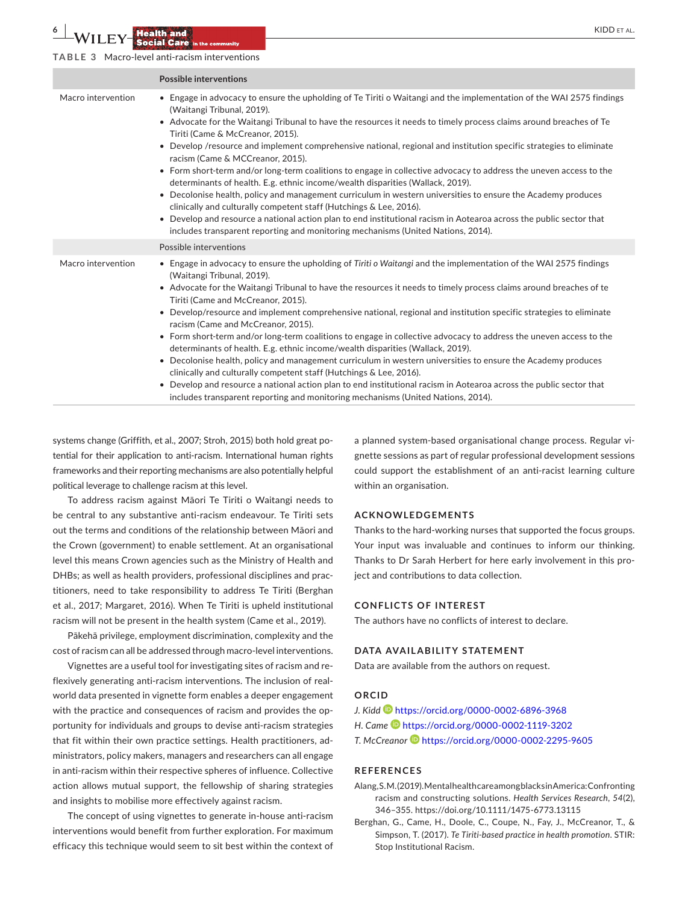**TABLE 3** Macro-level anti-racism interventions

| | Possible interventions |
|---|---|
| Macro intervention | • Engage in advocacy to ensure the upholding of Te Tiriti o Waitangi and the implementation of the WAI 2575 findings (Waitangi Tribunal, 2019).<br>• Advocate for the Waitangi Tribunal to have the resources it needs to timely process claims around breaches of Te Tiriti (Came & McCreanor, 2015).<br>• Develop /resource and implement comprehensive national, regional and institution specific strategies to eliminate racism (Came & MCCreanor, 2015).<br>• Form short-term and/or long-term coalitions to engage in collective advocacy to address the uneven access to the determinants of health. E.g. ethnic income/wealth disparities (Wallack, 2019).<br>• Decolonise health, policy and management curriculum in western universities to ensure the Academy produces clinically and culturally competent staff (Hutchings & Lee, 2016).<br>• Develop and resource a national action plan to end institutional racism in Aotearoa across the public sector that includes transparent reporting and monitoring mechanisms (United Nations, 2014). |
| | Possible interventions |
| Macro intervention | • Engage in advocacy to ensure the upholding of *Tiriti o Waitangi* and the implementation of the WAI 2575 findings (Waitangi Tribunal, 2019).<br>• Advocate for the Waitangi Tribunal to have the resources it needs to timely process claims around breaches of te Tiriti (Came and McCreanor, 2015).<br>• Develop/resource and implement comprehensive national, regional and institution specific strategies to eliminate racism (Came and McCreanor, 2015).<br>• Form short-term and/or long-term coalitions to engage in collective advocacy to address the uneven access to the determinants of health. E.g. ethnic income/wealth disparities (Wallack, 2019).<br>• Decolonise health, policy and management curriculum in western universities to ensure the Academy produces clinically and culturally competent staff (Hutchings & Lee, 2016).<br>• Develop and resource a national action plan to end institutional racism in Aotearoa across the public sector that includes transparent reporting and monitoring mechanisms (United Nations, 2014). |

systems change (Griffith, et al., 2007; Stroh, 2015) both hold great potential for their application to anti-racism. International human rights frameworks and their reporting mechanisms are also potentially helpful political leverage to challenge racism at this level.

To address racism against Māori Te Tiriti o Waitangi needs to be central to any substantive anti-racism endeavour. Te Tiriti sets out the terms and conditions of the relationship between Māori and the Crown (government) to enable settlement. At an organisational level this means Crown agencies such as the Ministry of Health and DHBs; as well as health providers, professional disciplines and practitioners, need to take responsibility to address Te Tiriti (Berghan et al., 2017; Margaret, 2016). When Te Tiriti is upheld institutional racism will not be present in the health system (Came et al., 2019).

Pākehā privilege, employment discrimination, complexity and the cost of racism can all be addressed through macro-level interventions.

Vignettes are a useful tool for investigating sites of racism and reflexively generating anti-racism interventions. The inclusion of real-world data presented in vignette form enables a deeper engagement with the practice and consequences of racism and provides the opportunity for individuals and groups to devise anti-racism strategies that fit within their own practice settings. Health practitioners, administrators, policy makers, managers and researchers can all engage in anti-racism within their respective spheres of influence. Collective action allows mutual support, the fellowship of sharing strategies and insights to mobilise more effectively against racism.

The concept of using vignettes to generate in-house anti-racism interventions would benefit from further exploration. For maximum efficacy this technique would seem to sit best within the context of a planned system-based organisational change process. Regular vignette sessions as part of regular professional development sessions could support the establishment of an anti-racist learning culture within an organisation.

## ACKNOWLEDGEMENTS

Thanks to the hard-working nurses that supported the focus groups. Your input was invaluable and continues to inform our thinking. Thanks to Dr Sarah Herbert for here early involvement in this project and contributions to data collection.

## CONFLICTS OF INTEREST

The authors have no conflicts of interest to declare.

## DATA AVAILABILITY STATEMENT

Data are available from the authors on request.

## ORCID

*J. Kidd* https://orcid.org/0000-0002-6896-3968
*H. Came* https://orcid.org/0000-0002-1119-3202
*T. McCreanor* https://orcid.org/0000-0002-2295-9605

## REFERENCES

Alang, S. M. (2019). Mental health care among blacks in America: Confronting racism and constructing solutions. *Health Services Research*, *54*(2), 346–355. https://doi.org/10.1111/1475-6773.13115

Berghan, G., Came, H., Doole, C., Coupe, N., Fay, J., McCreanor, T., & Simpson, T. (2017). *Te Tiriti-based practice in health promotion*. STIR: Stop Institutional Racism.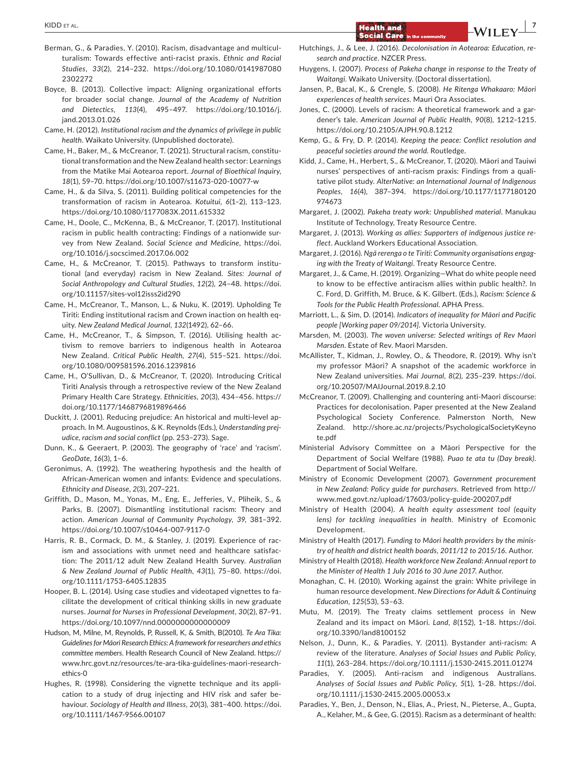Berman, G., & Paradies, Y. (2010). Racism, disadvantage and multiculturalism: Towards effective anti-racist praxis. *Ethnic and Racial Studies*, *33*(2), 214–232. https://doi.org/10.1080/01419870802302272

Boyce, B. (2013). Collective impact: Aligning organizational efforts for broader social change. *Journal of the Academy of Nutrition and Dietectics*, *113*(4), 495–497. https://doi.org/10.1016/j.jand.2013.01.026

Came, H. (2012). *Institutional racism and the dynamics of privilege in public health*. Waikato University. (Unpublished doctorate).

Came, H., Baker, M., & McCreanor, T. (2021). Structural racism, constitutional transformation and the New Zealand health sector: Learnings from the Matike Mai Aotearoa report. *Journal of Bioethical Inquiry*, *18*(1), 59–70. https://doi.org/10.1007/s11673-020-10077-w

Came, H., & da Silva, S. (2011). Building political competencies for the transformation of racism in Aotearoa. *Kotuitui*, *6*(1–2), 113–123. https://doi.org/10.1080/1177083X.2011.615332

Came, H., Doole, C., McKenna, B., & McCreanor, T. (2017). Institutional racism in public health contracting: Findings of a nationwide survey from New Zealand. *Social Science and Medicine*, https://doi.org/10.1016/j.socscimed.2017.06.002

Came, H., & McCreanor, T. (2015). Pathways to transform institutional (and everyday) racism in New Zealand. *Sites: Journal of Social Anthropology and Cultural Studies*, *12*(2), 24–48. https://doi.org/10.11157/sites-vol12isss2id290

Came, H., McCreanor, T., Manson, L., & Nuku, K. (2019). Upholding Te Tiriti: Ending institutional racism and Crown inaction on health equity. *New Zealand Medical Journal*, *132*(1492), 62–66.

Came, H., McCreanor, T., & Simpson, T. (2016). Utilising health activism to remove barriers to indigenous health in Aotearoa New Zealand. *Critical Public Health*, *27*(4), 515–521. https://doi.org/10.1080/009581596.2016.1239816

Came, H., O'Sullivan, D., & McCreanor, T. (2020). Introducing Critical Tiriti Analysis through a retrospective review of the New Zealand Primary Health Care Strategy. *Ethnicities*, *20*(3), 434–456. https://doi.org/10.1177/1468796819896466

Duckitt, J. (2001). Reducing prejudice: An historical and multi-level approach. In M. Augoustinos, & K. Reynolds (Eds.), *Understanding prejudice, racism and social conflict* (pp. 253–273). Sage.

Dunn, K., & Geeraert, P. (2003). The geography of 'race' and 'racism'. *GeoDate*, *16*(3), 1–6.

Geronimus, A. (1992). The weathering hypothesis and the health of African-American women and infants: Evidence and speculations. *Ethnicity and Disease*, *2*(3), 207–221.

Griffith, D., Mason, M., Yonas, M., Eng, E., Jefferies, V., Pliheik, S., & Parks, B. (2007). Dismantling institutional racism: Theory and action. *American Journal of Community Psychology*, *39*, 381–392. https://doi.org/10.1007/s10464-007-9117-0

Harris, R. B., Cormack, D. M., & Stanley, J. (2019). Experience of racism and associations with unmet need and healthcare satisfaction: The 2011/12 adult New Zealand Health Survey. *Australian & New Zealand Journal of Public Health*, *43*(1), 75–80. https://doi.org/10.1111/1753-6405.12835

Hooper, B. L. (2014). Using case studies and videotaped vignettes to facilitate the development of critical thinking skills in new graduate nurses. *Journal for Nurses in Professional Development*, *30*(2), 87–91. https://doi.org/10.1097/nnd.0000000000000009

Hudson, M, Milne, M, Reynolds, P, Russell, K, & Smith, B(2010). *Te Ara Tika: Guidelines for Māori Research Ethics: A framework for researchers and ethics committee members*. Health Research Council of New Zealand. https://www.hrc.govt.nz/resources/te-ara-tika-guidelines-maori-research-ethics-0

Hughes, R. (1998). Considering the vignette technique and its application to a study of drug injecting and HIV risk and safer behaviour. *Sociology of Health and Illness*, *20*(3), 381–400. https://doi.org/10.1111/1467-9566.00107

Hutchings, J., & Lee, J. (2016). *Decolonisation in Aotearoa: Education, research and practice*. NZCER Press.

Huygens, I. (2007). *Process of Pakeha change in response to the Treaty of Waitangi*. Waikato University. (Doctoral dissertation).

Jansen, P., Bacal, K., & Crengle, S. (2008). *He Ritenga Whakaaro: Māori experiences of health services*. Mauri Ora Associates.

Jones, C. (2000). Levels of racism: A theoretical framework and a gardener's tale. *American Journal of Public Health*, *90*(8), 1212–1215. https://doi.org/10.2105/AJPH.90.8.1212

Kemp, G., & Fry, D. P. (2014). *Keeping the peace: Conflict resolution and peaceful societies around the world*. Routledge.

Kidd, J., Came, H., Herbert, S., & McCreanor, T. (2020). Māori and Tauiwi nurses' perspectives of anti-racism praxis: Findings from a qualitative pilot study. *AlterNative: an International Journal of Indigenous Peoples*, *16*(4), 387–394. https://doi.org/10.1177/1177180120974673

Margaret, J. (2002). *Pakeha treaty work: Unpublished material*. Manukau Institute of Technology, Treaty Resource Centre.

Margaret, J. (2013). *Working as allies: Supporters of indigenous justice reflect*. Auckland Workers Educational Association.

Margaret, J. (2016). *Ngā rerenga o te Tiriti: Community organisations engaging with the Treaty of Waitangi*. Treaty Resource Centre.

Margaret, J., & Came, H. (2019). Organizing—What do white people need to know to be effective antiracism allies within public health?. In C. Ford, D. Griffith, M. Bruce, & K. Gilbert. (Eds.), *Racism: Science & Tools for the Public Health Professional*. APHA Press.

Marriott, L., & Sim, D. (2014). *Indicators of inequality for Māori and Pacific people [Working paper 09/2014]*. Victoria University.

Marsden, M. (2003). *The woven universe: Selected writings of Rev Maori Marsden*. Estate of Rev. Maori Marsden.

McAllister, T., Kidman, J., Rowley, O., & Theodore, R. (2019). Why isn't my professor Māori? A snapshot of the academic workforce in New Zealand universities. *Mai Journal*, *8*(2), 235–239. https://doi.org/10.20507/MAIJournal.2019.8.2.10

McCreanor, T. (2009). Challenging and countering anti-Maori discourse: Practices for decolonisation. Paper presented at the New Zealand Psychological Society Conference. Palmerston North, New Zealand. http://shore.ac.nz/projects/PsychologicalSocietyKeynote.pdf

Ministerial Advisory Committee on a Māori Perspective for the Department of Social Welfare (1988). *Puao te ata tu (Day break)*. Department of Social Welfare.

Ministry of Economic Development (2007). *Government procurement in New Zealand: Policy guide for purchasers*. Retrieved from http://www.med.govt.nz/upload/17603/policy-guide-200207.pdf

Ministry of Health (2004). *A health equity assessment tool (equity lens) for tackling inequalities in health*. Ministry of Ecomonic Development.

Ministry of Health (2017). *Funding to Māori health providers by the ministry of health and district health boards, 2011/12 to 2015/16*. Author.

Ministry of Health (2018). *Health workforce New Zealand: Annual report to the Minister of Health 1 July 2016 to 30 June 2017*. Author.

Monaghan, C. H. (2010). Working against the grain: White privilege in human resource development. *New Directions for Adult & Continuing Education*, *125*(53), 53–63.

Mutu, M. (2019). The Treaty claims settlement process in New Zealand and its impact on Māori. *Land*, *8*(152), 1–18. https://doi.org/10.3390/land8100152

Nelson, J., Dunn, K., & Paradies, Y. (2011). Bystander anti-racism: A review of the literature. *Analyses of Social Issues and Public Policy*, *11*(1), 263–284. https://doi.org/10.1111/j.1530-2415.2011.01274

Paradies, Y. (2005). Anti-racism and indigenous Australians. *Analyses of Social Issues and Public Policy*, *5*(1), 1–28. https://doi.org/10.1111/j.1530-2415.2005.00053.x

Paradies, Y., Ben, J., Denson, N., Elias, A., Priest, N., Pieterse, A., Gupta, A., Kelaher, M., & Gee, G. (2015). Racism as a determinant of health: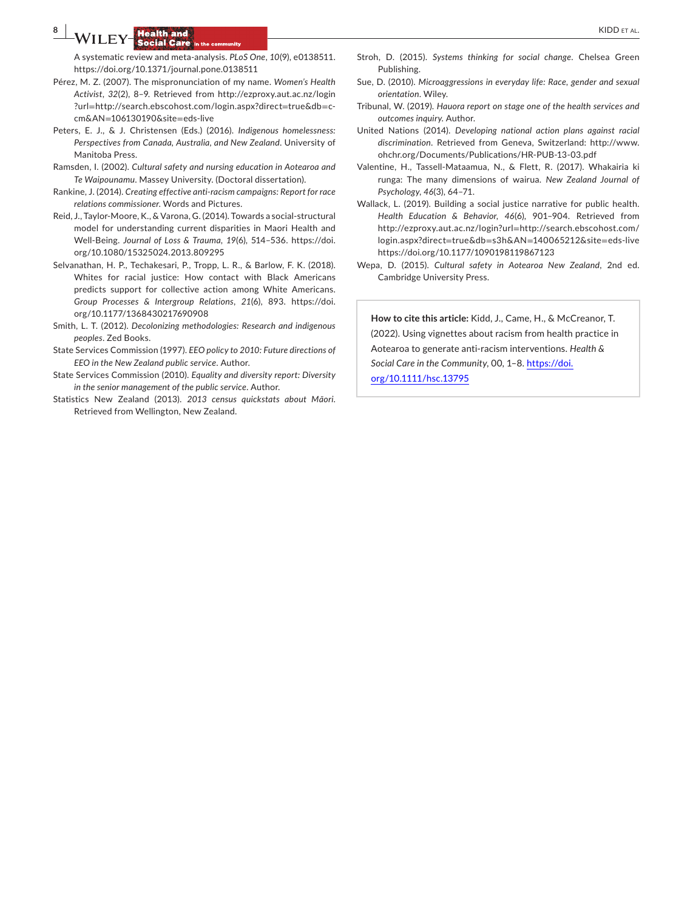A systematic review and meta-analysis. *PLoS One*, *10*(9), e0138511. https://doi.org/10.1371/journal.pone.0138511

Pérez, M. Z. (2007). The mispronunciation of my name. *Women's Health Activist*, *32*(2), 8–9. Retrieved from http://ezproxy.aut.ac.nz/login?url=http://search.ebscohost.com/login.aspx?direct=true&db=c-cm&AN=106130190&site=eds-live

Peters, E. J., & J. Christensen (Eds.) (2016). *Indigenous homelessness: Perspectives from Canada, Australia, and New Zealand*. University of Manitoba Press.

Ramsden, I. (2002). *Cultural safety and nursing education in Aotearoa and Te Waipounamu*. Massey University. (Doctoral dissertation).

Rankine, J. (2014). *Creating effective anti-racism campaigns: Report for race relations commissioner.* Words and Pictures.

Reid, J., Taylor-Moore, K., & Varona, G. (2014). Towards a social-structural model for understanding current disparities in Maori Health and Well-Being. *Journal of Loss & Trauma*, *19*(6), 514–536. https://doi.org/10.1080/15325024.2013.809295

Selvanathan, H. P., Techakesari, P., Tropp, L. R., & Barlow, F. K. (2018). Whites for racial justice: How contact with Black Americans predicts support for collective action among White Americans. *Group Processes & Intergroup Relations*, *21*(6), 893. https://doi.org/10.1177/1368430217690908

Smith, L. T. (2012). *Decolonizing methodologies: Research and indigenous peoples*. Zed Books.

State Services Commission (1997). *EEO policy to 2010: Future directions of EEO in the New Zealand public service*. Author.

State Services Commission (2010). *Equality and diversity report: Diversity in the senior management of the public service*. Author.

Statistics New Zealand (2013). *2013 census quickstats about Māori*. Retrieved from Wellington, New Zealand.

Stroh, D. (2015). *Systems thinking for social change*. Chelsea Green Publishing.

Sue, D. (2010). *Microaggressions in everyday life: Race, gender and sexual orientation*. Wiley.

Tribunal, W. (2019). *Hauora report on stage one of the health services and outcomes inquiry*. Author.

United Nations (2014). *Developing national action plans against racial discrimination*. Retrieved from Geneva, Switzerland: http://www.ohchr.org/Documents/Publications/HR-PUB-13-03.pdf

Valentine, H., Tassell-Mataamua, N., & Flett, R. (2017). Whakairia ki runga: The many dimensions of wairua. *New Zealand Journal of Psychology*, *46*(3), 64–71.

Wallack, L. (2019). Building a social justice narrative for public health. *Health Education & Behavior*, *46*(6), 901–904. Retrieved from http://ezproxy.aut.ac.nz/login?url=http://search.ebscohost.com/login.aspx?direct=true&db=s3h&AN=140065212&site=eds-live https://doi.org/10.1177/1090198119867123

Wepa, D. (2015). *Cultural safety in Aotearoa New Zealand*, 2nd ed. Cambridge University Press.

**How to cite this article:** Kidd, J., Came, H., & McCreanor, T. (2022). Using vignettes about racism from health practice in Aotearoa to generate anti-racism interventions. *Health & Social Care in the Community*, 00, 1–8. https://doi.org/10.1111/hsc.13795